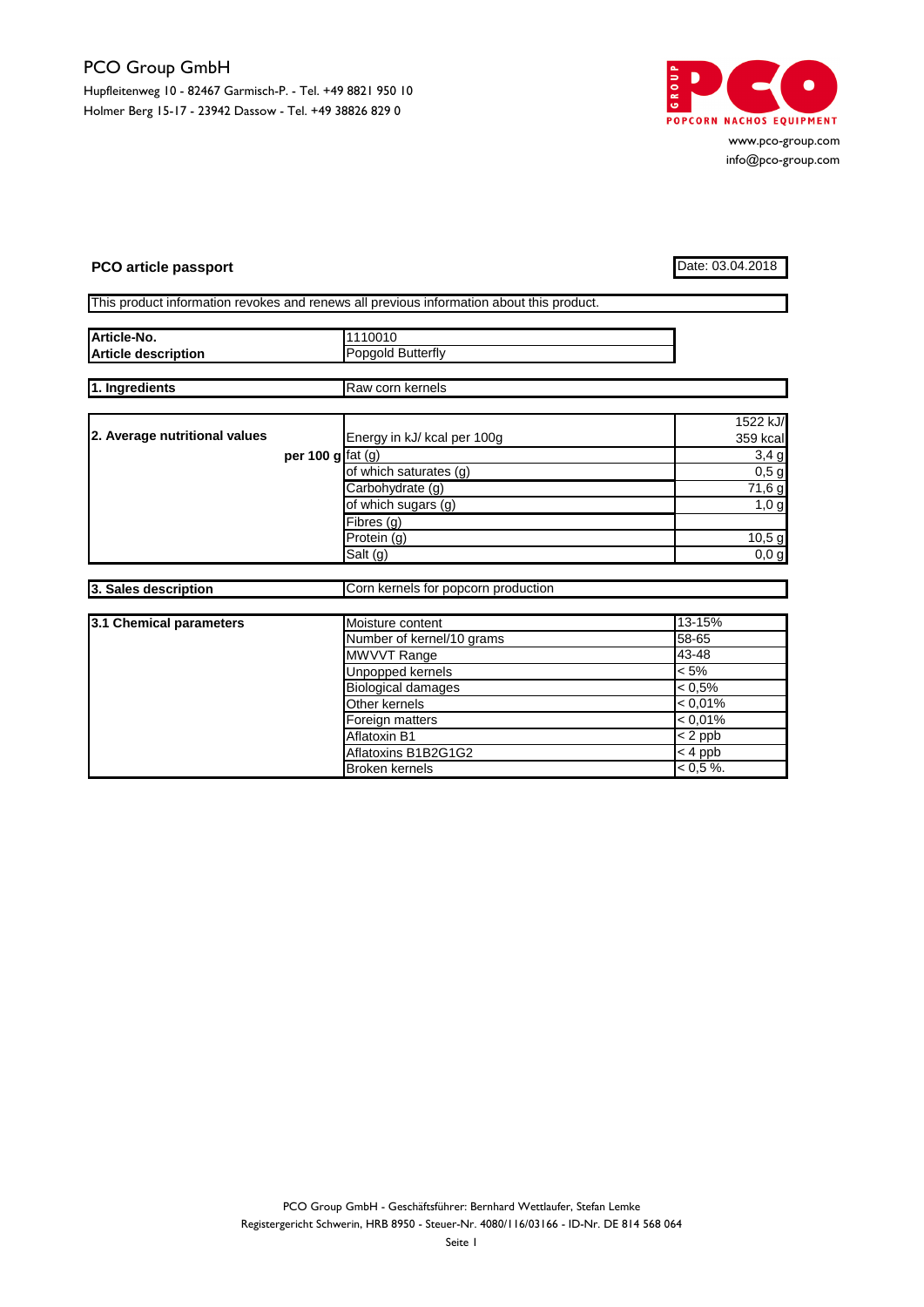PCO Group GmbH

Hupfleitenweg 10 - 82467 Garmisch-P. - Tel. +49 8821 950 10
Holmer Berg 15-17 - 23942 Dassow - Tel. +49 38826 829 0

GROUP PCO POPCORN NACHOS EQUIPMENT

www.pco-group.com
info@pco-group.com

**PCO article passport**

Date: 03.04.2018

This product information revokes and renews all previous information about this product.

| | |
|---|---|
| **Article-No.** | 1110010 |
| **Article description** | Popgold Butterfly |

| | |
|---|---|
| **1. Ingredients** | Raw corn kernels |

| **2. Average nutritional values** | | |
|---|---|---|
| | Energy in kJ/ kcal per 100g | 1522 kJ/ 359 kcal |
| **per 100 g** | fat (g) | 3,4 g |
| | of which saturates (g) | 0,5 g |
| | Carbohydrate (g) | 71,6 g |
| | of which sugars (g) | 1,0 g |
| | Fibres (g) | |
| | Protein (g) | 10,5 g |
| | Salt (g) | 0,0 g |

| | |
|---|---|
| **3. Sales description** | Corn kernels for popcorn production |

| **3.1 Chemical parameters** | | |
|---|---|---|
| | Moisture content | 13-15% |
| | Number of kernel/10 grams | 58-65 |
| | MWVVT Range | 43-48 |
| | Unpopped kernels | < 5% |
| | Biological damages | < 0,5% |
| | Other kernels | < 0,01% |
| | Foreign matters | < 0,01% |
| | Aflatoxin B1 | < 2 ppb |
| | Aflatoxins B1B2G1G2 | < 4 ppb |
| | Broken kernels | < 0,5 %. |

PCO Group GmbH - Geschäftsführer: Bernhard Wettlaufer, Stefan Lemke
Registergericht Schwerin, HRB 8950 - Steuer-Nr. 4080/116/03166 - ID-Nr. DE 814 568 064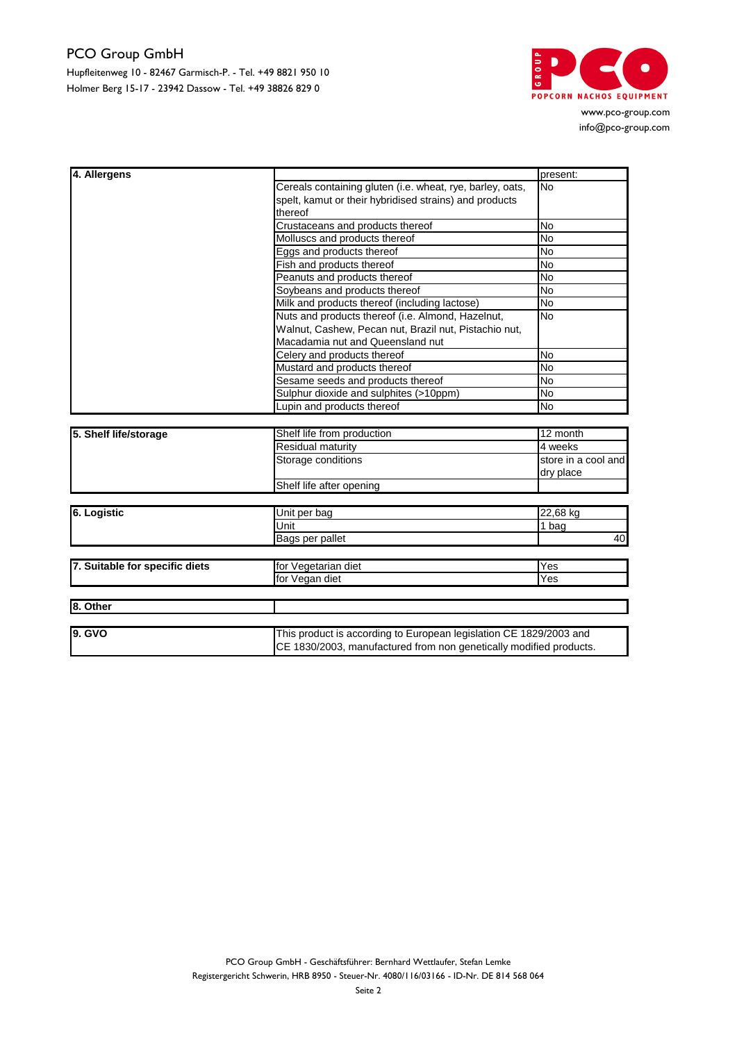PCO Group GmbH

Hupfleitenweg 10 - 82467 Garmisch-P. - Tel. +49 8821 950 10
Holmer Berg 15-17 - 23942 Dassow - Tel. +49 38826 829 0

www.pco-group.com
info@pco-group.com

| | | |
|---|---|---|
| **4. Allergens** | | present: |
| | Cereals containing gluten (i.e. wheat, rye, barley, oats, spelt, kamut or their hybridised strains) and products thereof | No |
| | Crustaceans and products thereof | No |
| | Molluscs and products thereof | No |
| | Eggs and products thereof | No |
| | Fish and products thereof | No |
| | Peanuts and products thereof | No |
| | Soybeans and products thereof | No |
| | Milk and products thereof (including lactose) | No |
| | Nuts and products thereof (i.e. Almond, Hazelnut, Walnut, Cashew, Pecan nut, Brazil nut, Pistachio nut, Macadamia nut and Queensland nut | No |
| | Celery and products thereof | No |
| | Mustard and products thereof | No |
| | Sesame seeds and products thereof | No |
| | Sulphur dioxide and sulphites (>10ppm) | No |
| | Lupin and products thereof | No |

| | | |
|---|---|---|
| **5. Shelf life/storage** | Shelf life from production | 12 month |
| | Residual maturity | 4 weeks |
| | Storage conditions | store in a cool and dry place |
| | Shelf life after opening | |

| | | |
|---|---|---|
| **6. Logistic** | Unit per bag | 22,68 kg |
| | Unit | 1 bag |
| | Bags per pallet | 40 |

| | | |
|---|---|---|
| **7. Suitable for specific diets** | for Vegetarian diet | Yes |
| | for Vegan diet | Yes |

| | |
|---|---|
| **8. Other** | |

| | |
|---|---|
| **9. GVO** | This product is according to European legislation CE 1829/2003 and CE 1830/2003, manufactured from non genetically modified products. |

PCO Group GmbH - Geschäftsführer: Bernhard Wettlaufer, Stefan Lemke
Registergericht Schwerin, HRB 8950 - Steuer-Nr. 4080/116/03166 - ID-Nr. DE 814 568 064